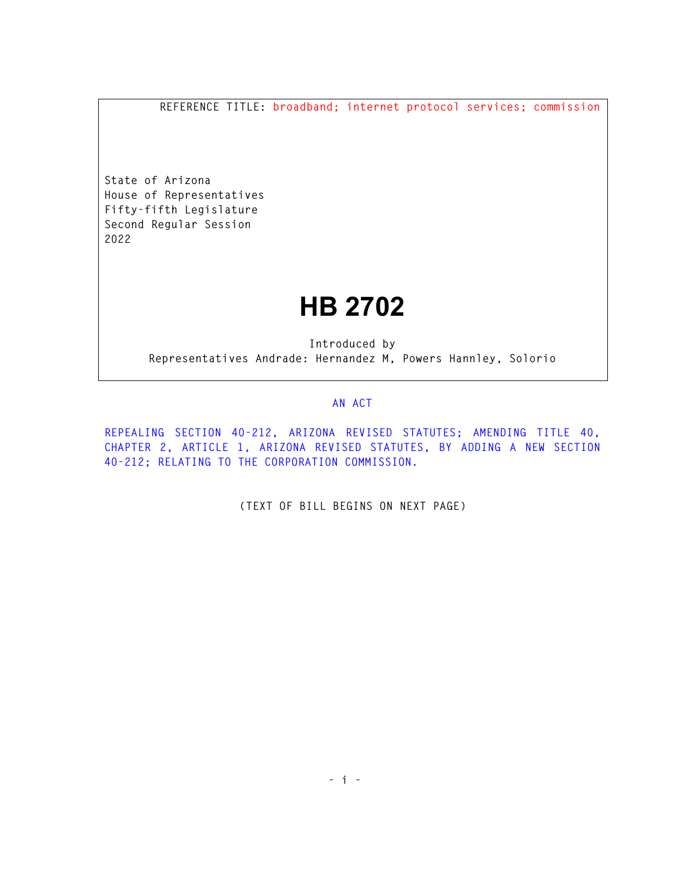REFERENCE TITLE: broadband; internet protocol services; commission

State of Arizona
House of Representatives
Fifty-fifth Legislature
Second Regular Session
2022

# HB 2702

Introduced by
Representatives Andrade: Hernandez M, Powers Hannley, Solorio

AN ACT

REPEALING SECTION 40-212, ARIZONA REVISED STATUTES; AMENDING TITLE 40, CHAPTER 2, ARTICLE 1, ARIZONA REVISED STATUTES, BY ADDING A NEW SECTION 40-212; RELATING TO THE CORPORATION COMMISSION.

(TEXT OF BILL BEGINS ON NEXT PAGE)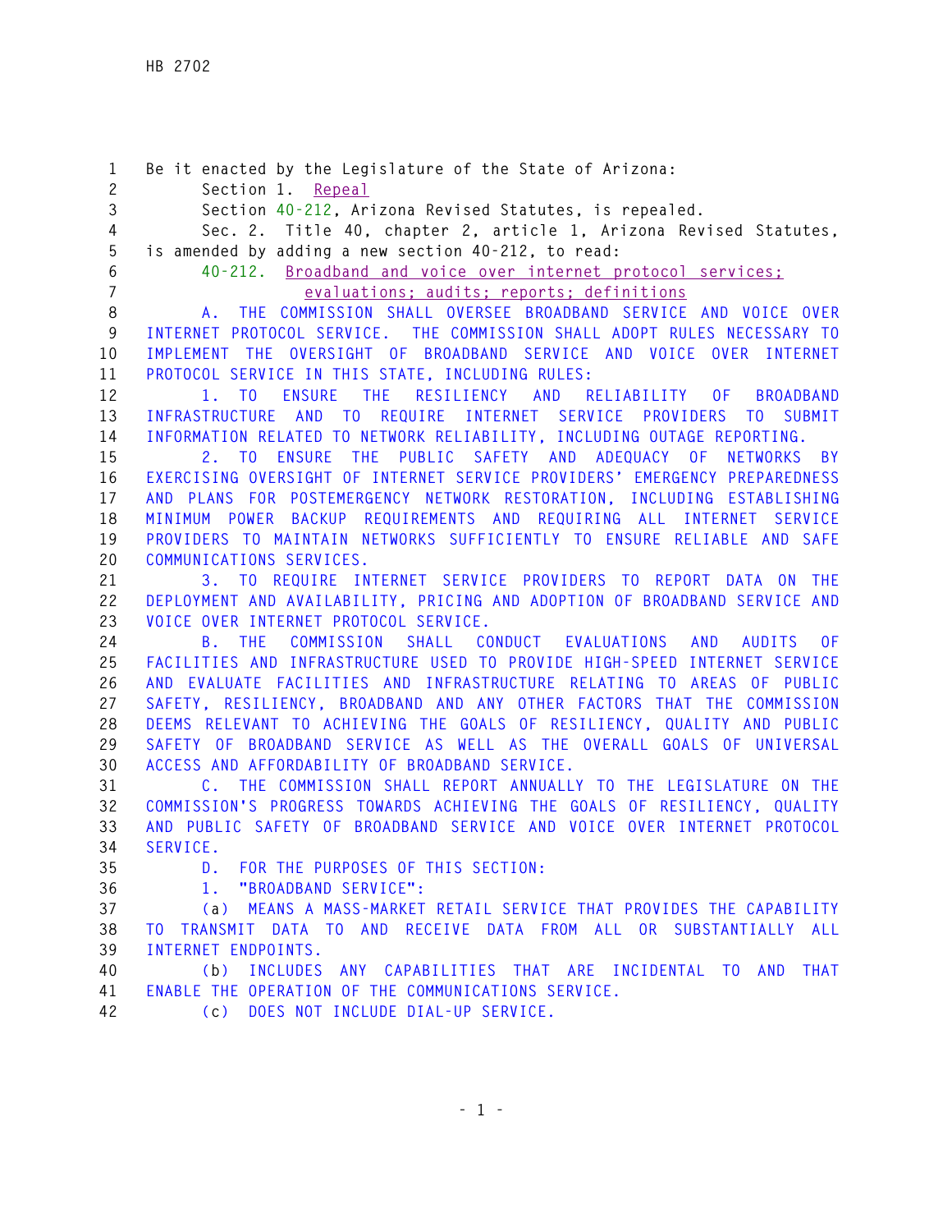Be it enacted by the Legislature of the State of Arizona:

Section 1. Repeal

Section 40-212, Arizona Revised Statutes, is repealed.

Sec. 2. Title 40, chapter 2, article 1, Arizona Revised Statutes, is amended by adding a new section 40-212, to read:

40-212. Broadband and voice over internet protocol services; evaluations; audits; reports; definitions

A. THE COMMISSION SHALL OVERSEE BROADBAND SERVICE AND VOICE OVER INTERNET PROTOCOL SERVICE. THE COMMISSION SHALL ADOPT RULES NECESSARY TO IMPLEMENT THE OVERSIGHT OF BROADBAND SERVICE AND VOICE OVER INTERNET PROTOCOL SERVICE IN THIS STATE, INCLUDING RULES:

1. TO ENSURE THE RESILIENCY AND RELIABILITY OF BROADBAND INFRASTRUCTURE AND TO REQUIRE INTERNET SERVICE PROVIDERS TO SUBMIT INFORMATION RELATED TO NETWORK RELIABILITY, INCLUDING OUTAGE REPORTING.

2. TO ENSURE THE PUBLIC SAFETY AND ADEQUACY OF NETWORKS BY EXERCISING OVERSIGHT OF INTERNET SERVICE PROVIDERS' EMERGENCY PREPAREDNESS AND PLANS FOR POSTEMERGENCY NETWORK RESTORATION, INCLUDING ESTABLISHING MINIMUM POWER BACKUP REQUIREMENTS AND REQUIRING ALL INTERNET SERVICE PROVIDERS TO MAINTAIN NETWORKS SUFFICIENTLY TO ENSURE RELIABLE AND SAFE COMMUNICATIONS SERVICES.

3. TO REQUIRE INTERNET SERVICE PROVIDERS TO REPORT DATA ON THE DEPLOYMENT AND AVAILABILITY, PRICING AND ADOPTION OF BROADBAND SERVICE AND VOICE OVER INTERNET PROTOCOL SERVICE.

B. THE COMMISSION SHALL CONDUCT EVALUATIONS AND AUDITS OF FACILITIES AND INFRASTRUCTURE USED TO PROVIDE HIGH-SPEED INTERNET SERVICE AND EVALUATE FACILITIES AND INFRASTRUCTURE RELATING TO AREAS OF PUBLIC SAFETY, RESILIENCY, BROADBAND AND ANY OTHER FACTORS THAT THE COMMISSION DEEMS RELEVANT TO ACHIEVING THE GOALS OF RESILIENCY, QUALITY AND PUBLIC SAFETY OF BROADBAND SERVICE AS WELL AS THE OVERALL GOALS OF UNIVERSAL ACCESS AND AFFORDABILITY OF BROADBAND SERVICE.

C. THE COMMISSION SHALL REPORT ANNUALLY TO THE LEGISLATURE ON THE COMMISSION'S PROGRESS TOWARDS ACHIEVING THE GOALS OF RESILIENCY, QUALITY AND PUBLIC SAFETY OF BROADBAND SERVICE AND VOICE OVER INTERNET PROTOCOL SERVICE.

D. FOR THE PURPOSES OF THIS SECTION:

1. "BROADBAND SERVICE":

(a) MEANS A MASS-MARKET RETAIL SERVICE THAT PROVIDES THE CAPABILITY TO TRANSMIT DATA TO AND RECEIVE DATA FROM ALL OR SUBSTANTIALLY ALL INTERNET ENDPOINTS.

(b) INCLUDES ANY CAPABILITIES THAT ARE INCIDENTAL TO AND THAT ENABLE THE OPERATION OF THE COMMUNICATIONS SERVICE.

(c) DOES NOT INCLUDE DIAL-UP SERVICE.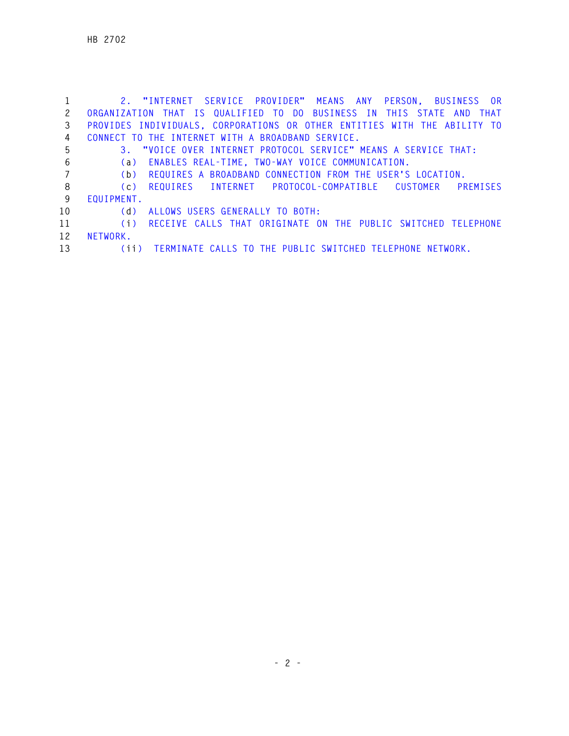2. "INTERNET SERVICE PROVIDER" MEANS ANY PERSON, BUSINESS OR ORGANIZATION THAT IS QUALIFIED TO DO BUSINESS IN THIS STATE AND THAT PROVIDES INDIVIDUALS, CORPORATIONS OR OTHER ENTITIES WITH THE ABILITY TO CONNECT TO THE INTERNET WITH A BROADBAND SERVICE.

3. "VOICE OVER INTERNET PROTOCOL SERVICE" MEANS A SERVICE THAT:

(a) ENABLES REAL-TIME, TWO-WAY VOICE COMMUNICATION.

(b) REQUIRES A BROADBAND CONNECTION FROM THE USER'S LOCATION.

(c) REQUIRES INTERNET PROTOCOL-COMPATIBLE CUSTOMER PREMISES EQUIPMENT.

(d) ALLOWS USERS GENERALLY TO BOTH:

(i) RECEIVE CALLS THAT ORIGINATE ON THE PUBLIC SWITCHED TELEPHONE NETWORK.

(ii) TERMINATE CALLS TO THE PUBLIC SWITCHED TELEPHONE NETWORK.